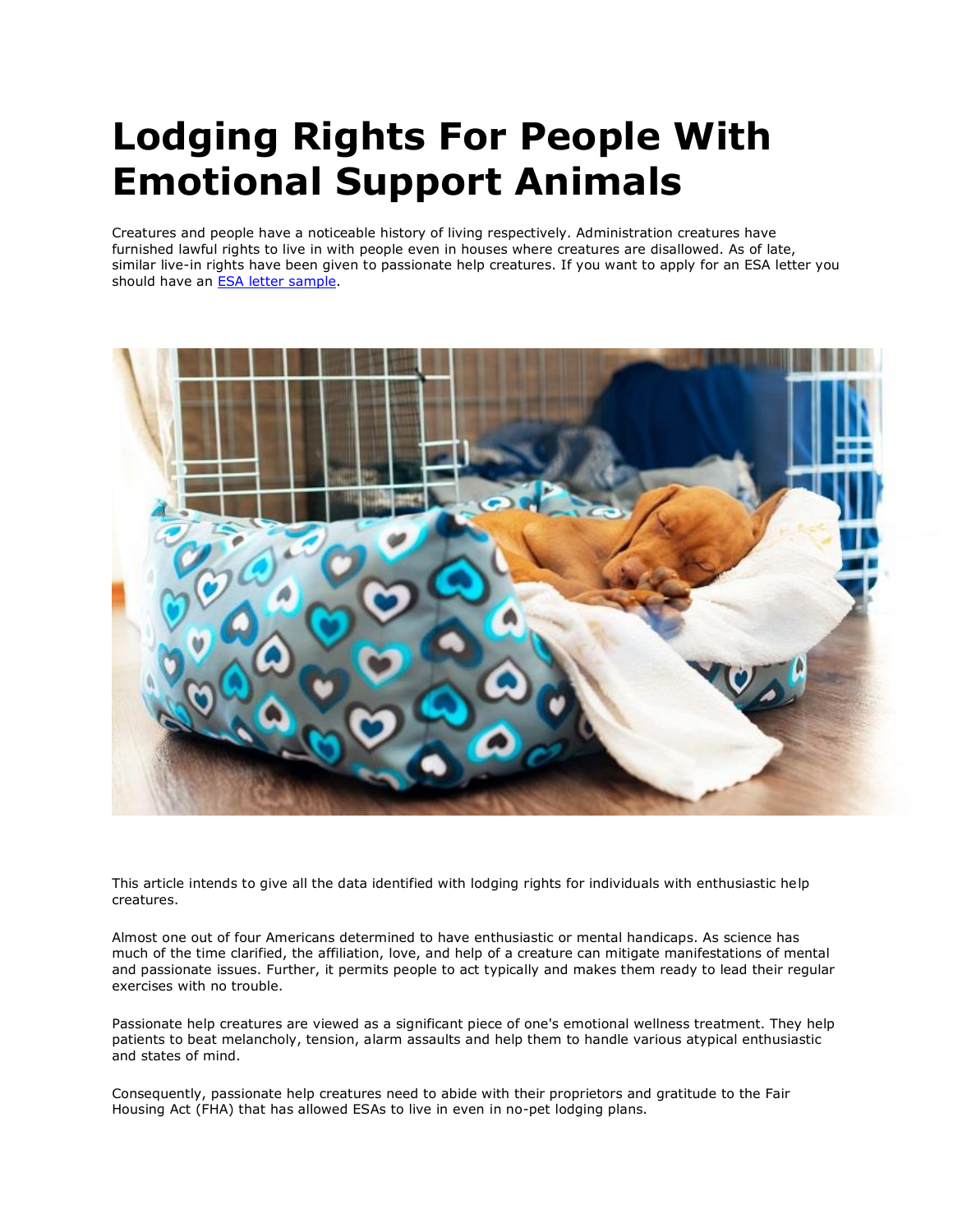# Lodging Rights For People With Emotional Support Animals

Creatures and people have a noticeable history of living respectively. Administration creatures have furnished lawful rights to live in with people even in houses where creatures are disallowed. As of late, similar live-in rights have been given to passionate help creatures. If you want to apply for an ESA letter you should have an [ESA letter sample](#).

This article intends to give all the data identified with lodging rights for individuals with enthusiastic help creatures.

Almost one out of four Americans determined to have enthusiastic or mental handicaps. As science has much of the time clarified, the affiliation, love, and help of a creature can mitigate manifestations of mental and passionate issues. Further, it permits people to act typically and makes them ready to lead their regular exercises with no trouble.

Passionate help creatures are viewed as a significant piece of one's emotional wellness treatment. They help patients to beat melancholy, tension, alarm assaults and help them to handle various atypical enthusiastic and states of mind.

Consequently, passionate help creatures need to abide with their proprietors and gratitude to the Fair Housing Act (FHA) that has allowed ESAs to live in even in no-pet lodging plans.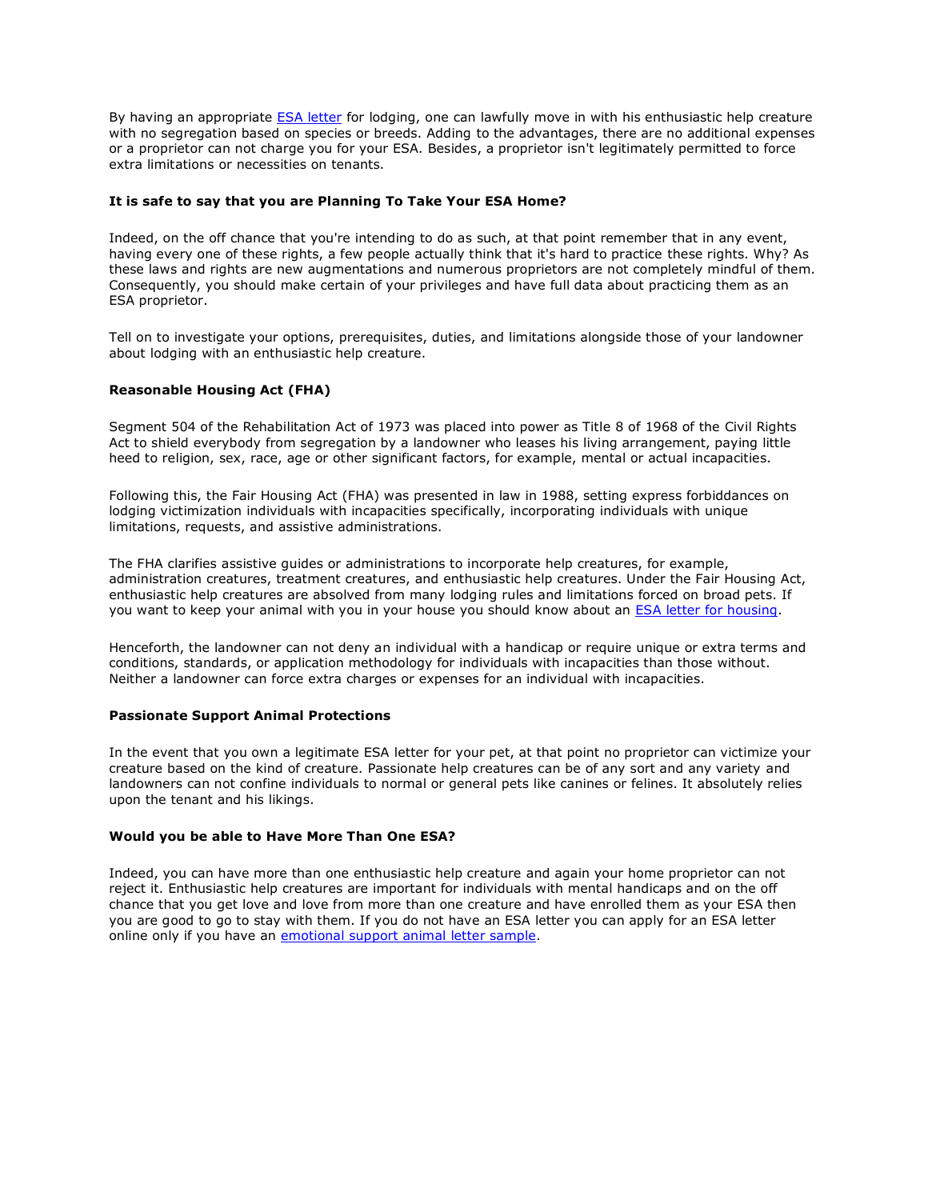By having an appropriate [ESA letter]() for lodging, one can lawfully move in with his enthusiastic help creature with no segregation based on species or breeds. Adding to the advantages, there are no additional expenses or a proprietor can not charge you for your ESA. Besides, a proprietor isn't legitimately permitted to force extra limitations or necessities on tenants.

**It is safe to say that you are Planning To Take Your ESA Home?**

Indeed, on the off chance that you're intending to do as such, at that point remember that in any event, having every one of these rights, a few people actually think that it's hard to practice these rights. Why? As these laws and rights are new augmentations and numerous proprietors are not completely mindful of them. Consequently, you should make certain of your privileges and have full data about practicing them as an ESA proprietor.

Tell on to investigate your options, prerequisites, duties, and limitations alongside those of your landowner about lodging with an enthusiastic help creature.

**Reasonable Housing Act (FHA)**

Segment 504 of the Rehabilitation Act of 1973 was placed into power as Title 8 of 1968 of the Civil Rights Act to shield everybody from segregation by a landowner who leases his living arrangement, paying little heed to religion, sex, race, age or other significant factors, for example, mental or actual incapacities.

Following this, the Fair Housing Act (FHA) was presented in law in 1988, setting express forbiddances on lodging victimization individuals with incapacities specifically, incorporating individuals with unique limitations, requests, and assistive administrations.

The FHA clarifies assistive guides or administrations to incorporate help creatures, for example, administration creatures, treatment creatures, and enthusiastic help creatures. Under the Fair Housing Act, enthusiastic help creatures are absolved from many lodging rules and limitations forced on broad pets. If you want to keep your animal with you in your house you should know about an [ESA letter for housing]().

Henceforth, the landowner can not deny an individual with a handicap or require unique or extra terms and conditions, standards, or application methodology for individuals with incapacities than those without. Neither a landowner can force extra charges or expenses for an individual with incapacities.

**Passionate Support Animal Protections**

In the event that you own a legitimate ESA letter for your pet, at that point no proprietor can victimize your creature based on the kind of creature. Passionate help creatures can be of any sort and any variety and landowners can not confine individuals to normal or general pets like canines or felines. It absolutely relies upon the tenant and his likings.

**Would you be able to Have More Than One ESA?**

Indeed, you can have more than one enthusiastic help creature and again your home proprietor can not reject it. Enthusiastic help creatures are important for individuals with mental handicaps and on the off chance that you get love and love from more than one creature and have enrolled them as your ESA then you are good to go to stay with them. If you do not have an ESA letter you can apply for an ESA letter online only if you have an [emotional support animal letter sample]().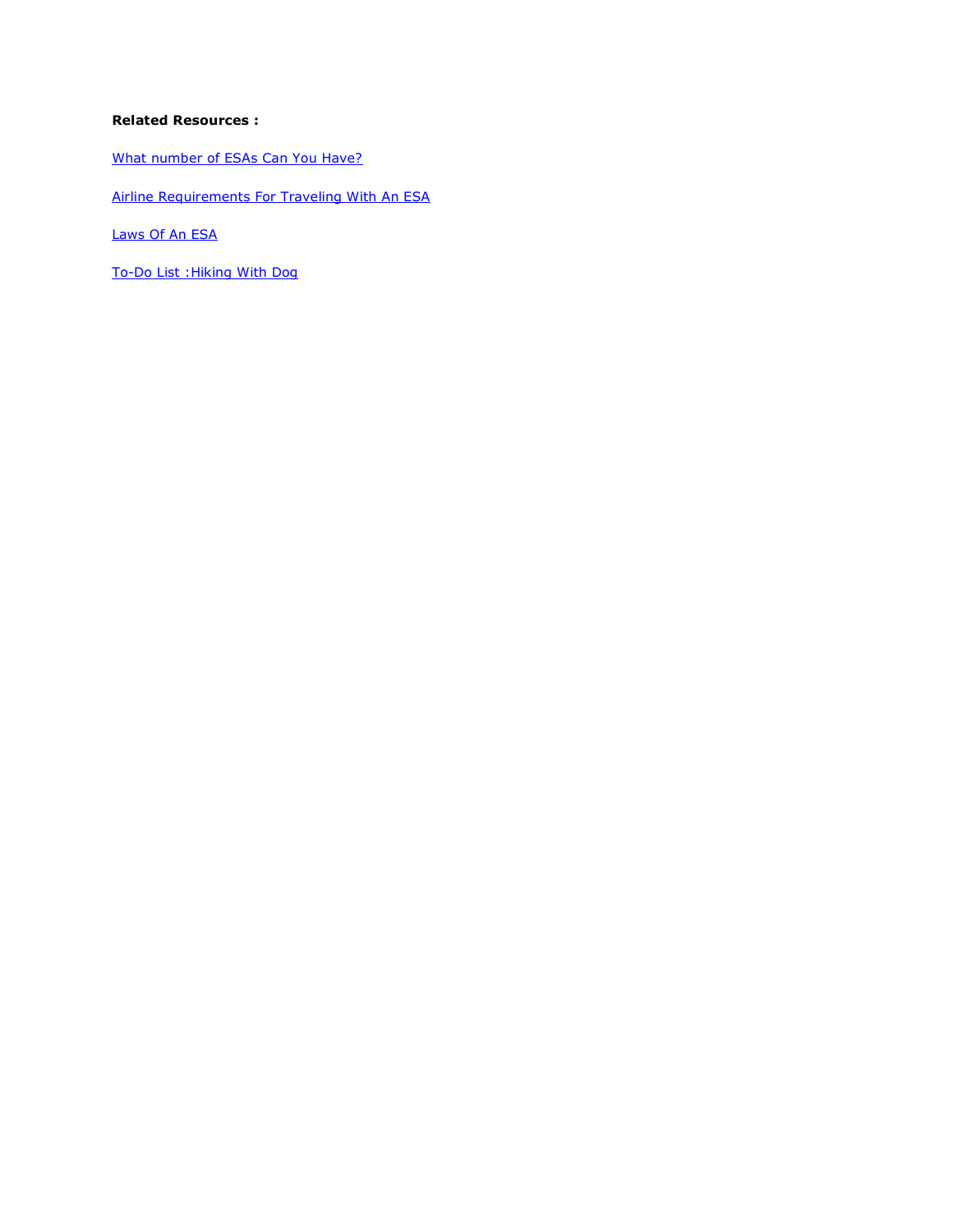**Related Resources :**

What number of ESAs Can You Have?

Airline Requirements For Traveling With An ESA

Laws Of An ESA

To-Do List :Hiking With Dog